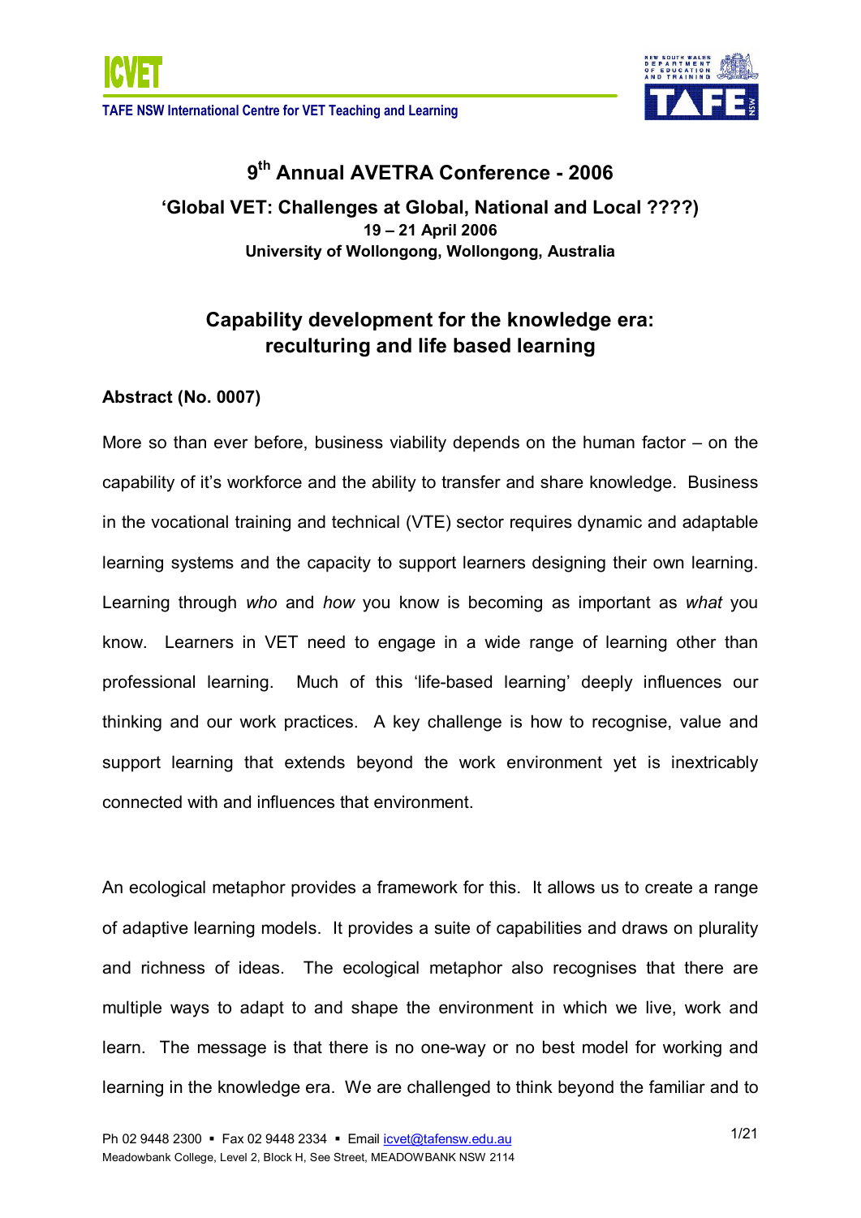# 9th Annual AVETRA Conference - 2006

## 'Global VET: Challenges at Global, National and Local ????)

**19 – 21 April 2006**

**University of Wollongong, Wollongong, Australia**

## Capability development for the knowledge era: reculturing and life based learning

### Abstract (No. 0007)

More so than ever before, business viability depends on the human factor – on the capability of it's workforce and the ability to transfer and share knowledge. Business in the vocational training and technical (VTE) sector requires dynamic and adaptable learning systems and the capacity to support learners designing their own learning. Learning through *who* and *how* you know is becoming as important as *what* you know. Learners in VET need to engage in a wide range of learning other than professional learning. Much of this 'life-based learning' deeply influences our thinking and our work practices. A key challenge is how to recognise, value and support learning that extends beyond the work environment yet is inextricably connected with and influences that environment.

An ecological metaphor provides a framework for this. It allows us to create a range of adaptive learning models. It provides a suite of capabilities and draws on plurality and richness of ideas. The ecological metaphor also recognises that there are multiple ways to adapt to and shape the environment in which we live, work and learn. The message is that there is no one-way or no best model for working and learning in the knowledge era. We are challenged to think beyond the familiar and to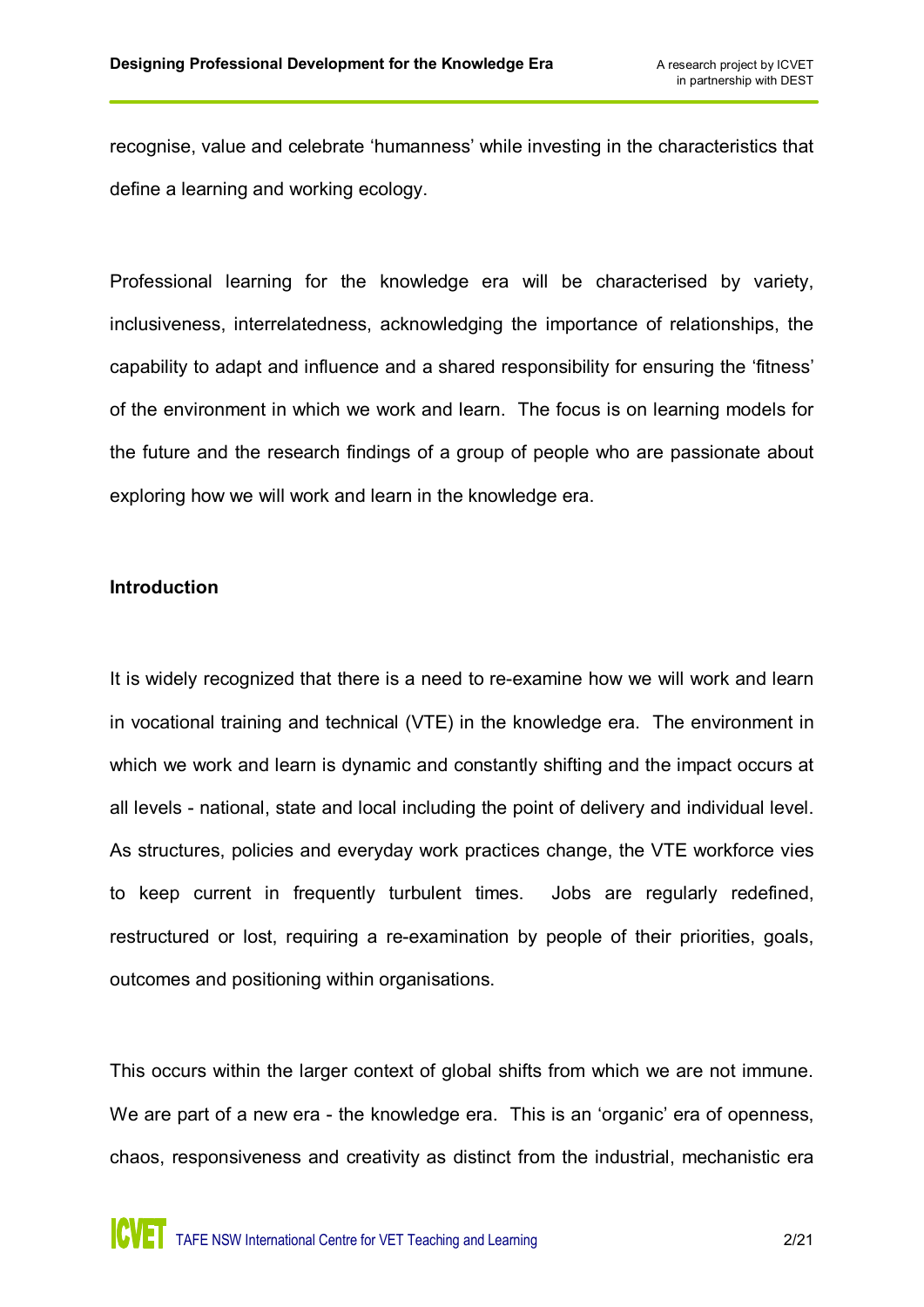recognise, value and celebrate ‘humanness’ while investing in the characteristics that define a learning and working ecology.

Professional learning for the knowledge era will be characterised by variety, inclusiveness, interrelatedness, acknowledging the importance of relationships, the capability to adapt and influence and a shared responsibility for ensuring the ‘fitness’ of the environment in which we work and learn. The focus is on learning models for the future and the research findings of a group of people who are passionate about exploring how we will work and learn in the knowledge era.

**Introduction**

It is widely recognized that there is a need to re-examine how we will work and learn in vocational training and technical (VTE) in the knowledge era. The environment in which we work and learn is dynamic and constantly shifting and the impact occurs at all levels - national, state and local including the point of delivery and individual level. As structures, policies and everyday work practices change, the VTE workforce vies to keep current in frequently turbulent times. Jobs are regularly redefined, restructured or lost, requiring a re-examination by people of their priorities, goals, outcomes and positioning within organisations.

This occurs within the larger context of global shifts from which we are not immune. We are part of a new era - the knowledge era. This is an ‘organic’ era of openness, chaos, responsiveness and creativity as distinct from the industrial, mechanistic era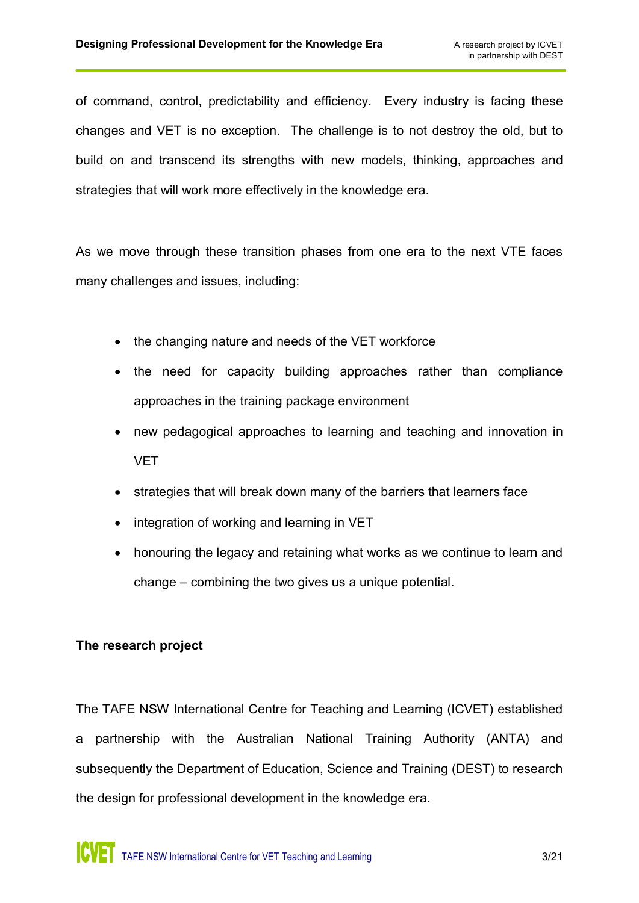of command, control, predictability and efficiency. Every industry is facing these changes and VET is no exception. The challenge is to not destroy the old, but to build on and transcend its strengths with new models, thinking, approaches and strategies that will work more effectively in the knowledge era.

As we move through these transition phases from one era to the next VTE faces many challenges and issues, including:

- the changing nature and needs of the VET workforce
- the need for capacity building approaches rather than compliance approaches in the training package environment
- new pedagogical approaches to learning and teaching and innovation in VET
- strategies that will break down many of the barriers that learners face
- integration of working and learning in VET
- honouring the legacy and retaining what works as we continue to learn and change – combining the two gives us a unique potential.

**The research project**

The TAFE NSW International Centre for Teaching and Learning (ICVET) established a partnership with the Australian National Training Authority (ANTA) and subsequently the Department of Education, Science and Training (DEST) to research the design for professional development in the knowledge era.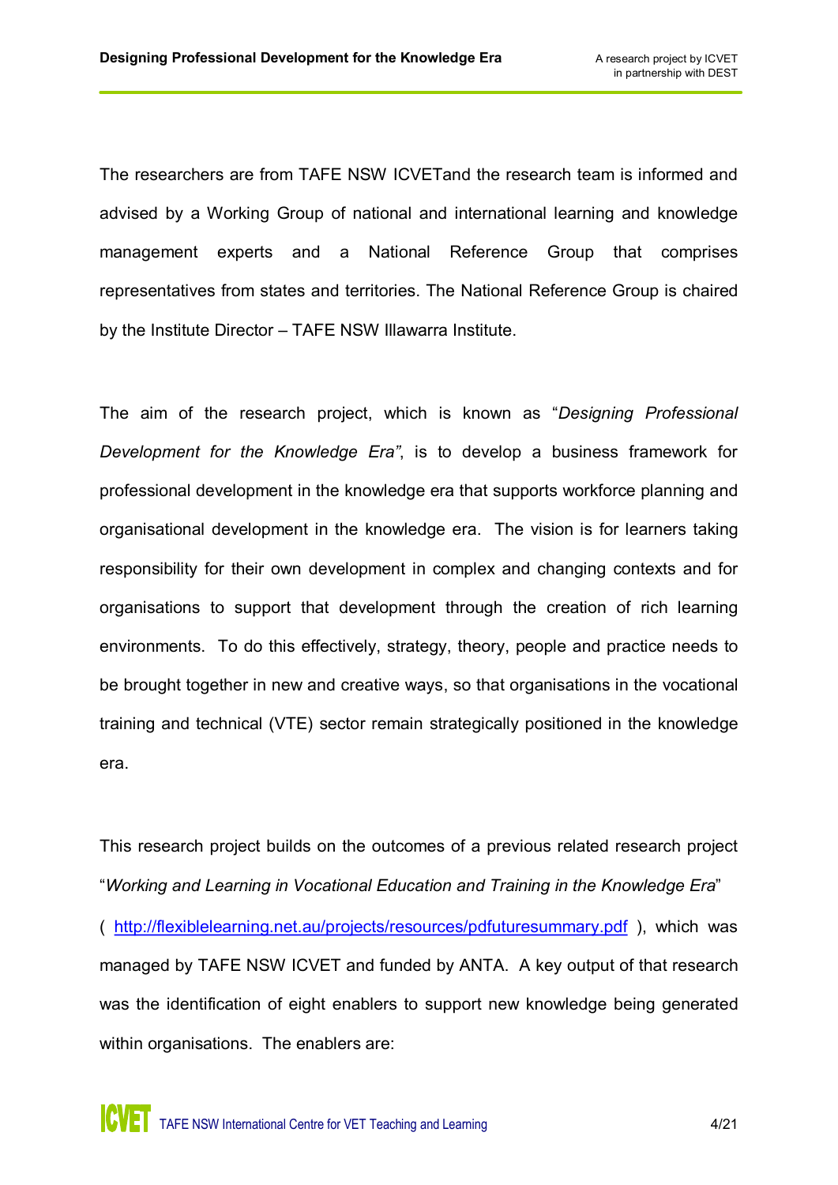The researchers are from TAFE NSW ICVETand the research team is informed and advised by a Working Group of national and international learning and knowledge management experts and a National Reference Group that comprises representatives from states and territories. The National Reference Group is chaired by the Institute Director – TAFE NSW Illawarra Institute.

The aim of the research project, which is known as "*Designing Professional Development for the Knowledge Era"*, is to develop a business framework for professional development in the knowledge era that supports workforce planning and organisational development in the knowledge era. The vision is for learners taking responsibility for their own development in complex and changing contexts and for organisations to support that development through the creation of rich learning environments. To do this effectively, strategy, theory, people and practice needs to be brought together in new and creative ways, so that organisations in the vocational training and technical (VTE) sector remain strategically positioned in the knowledge era.

This research project builds on the outcomes of a previous related research project "*Working and Learning in Vocational Education and Training in the Knowledge Era*" ( http://flexiblelearning.net.au/projects/resources/pdfuturesummary.pdf ), which was managed by TAFE NSW ICVET and funded by ANTA. A key output of that research was the identification of eight enablers to support new knowledge being generated within organisations. The enablers are: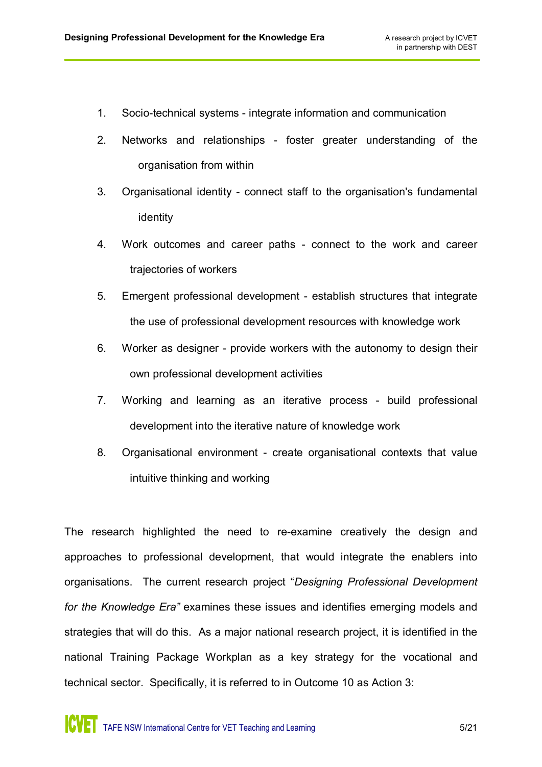1. Socio-technical systems - integrate information and communication
2. Networks and relationships - foster greater understanding of the organisation from within
3. Organisational identity - connect staff to the organisation's fundamental identity
4. Work outcomes and career paths - connect to the work and career trajectories of workers
5. Emergent professional development - establish structures that integrate the use of professional development resources with knowledge work
6. Worker as designer - provide workers with the autonomy to design their own professional development activities
7. Working and learning as an iterative process - build professional development into the iterative nature of knowledge work
8. Organisational environment - create organisational contexts that value intuitive thinking and working

The research highlighted the need to re-examine creatively the design and approaches to professional development, that would integrate the enablers into organisations. The current research project "*Designing Professional Development for the Knowledge Era"* examines these issues and identifies emerging models and strategies that will do this. As a major national research project, it is identified in the national Training Package Workplan as a key strategy for the vocational and technical sector. Specifically, it is referred to in Outcome 10 as Action 3: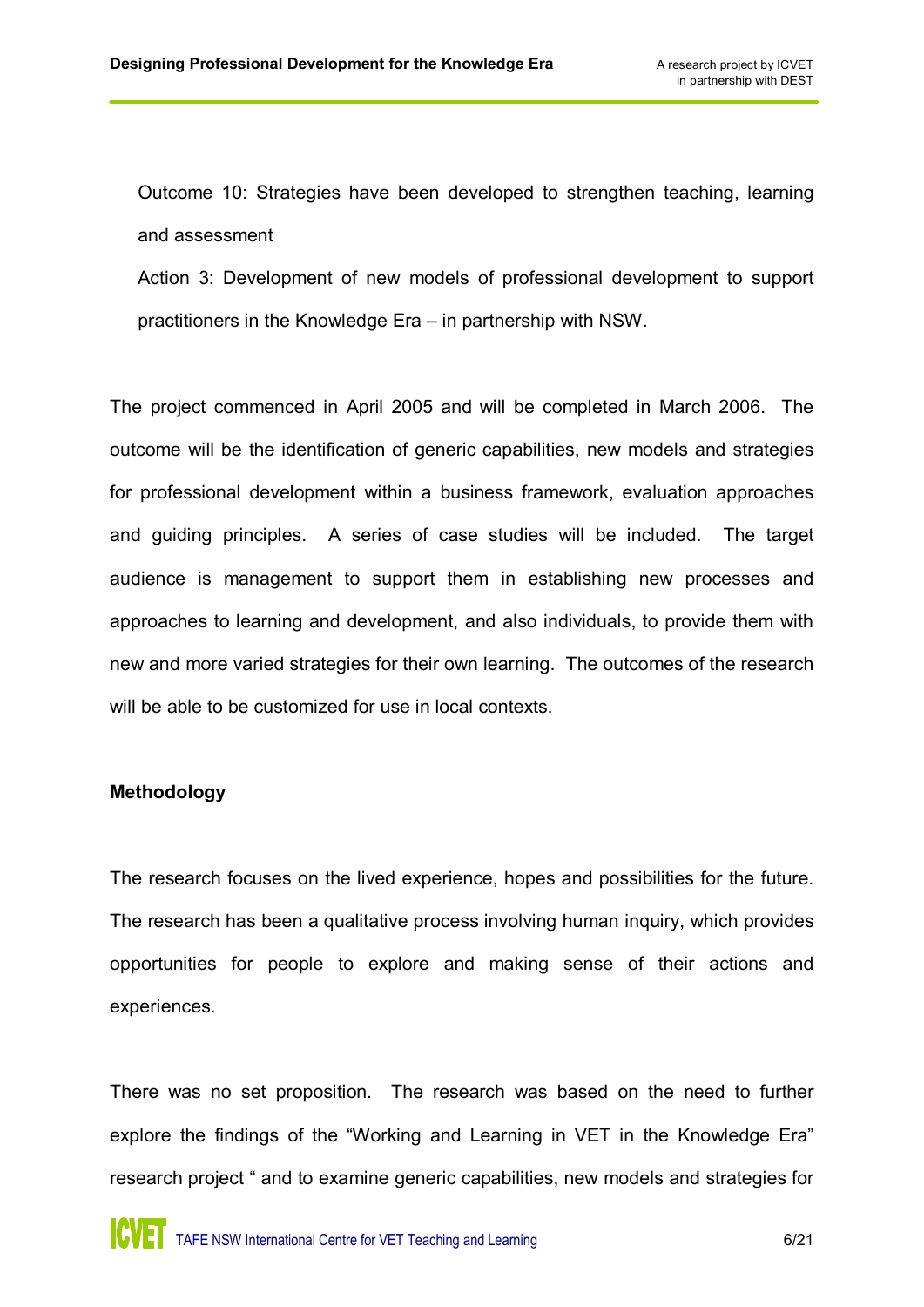Outcome 10: Strategies have been developed to strengthen teaching, learning and assessment

Action 3: Development of new models of professional development to support practitioners in the Knowledge Era – in partnership with NSW.

The project commenced in April 2005 and will be completed in March 2006. The outcome will be the identification of generic capabilities, new models and strategies for professional development within a business framework, evaluation approaches and guiding principles. A series of case studies will be included. The target audience is management to support them in establishing new processes and approaches to learning and development, and also individuals, to provide them with new and more varied strategies for their own learning. The outcomes of the research will be able to be customized for use in local contexts.

**Methodology**

The research focuses on the lived experience, hopes and possibilities for the future. The research has been a qualitative process involving human inquiry, which provides opportunities for people to explore and making sense of their actions and experiences.

There was no set proposition. The research was based on the need to further explore the findings of the "Working and Learning in VET in the Knowledge Era" research project " and to examine generic capabilities, new models and strategies for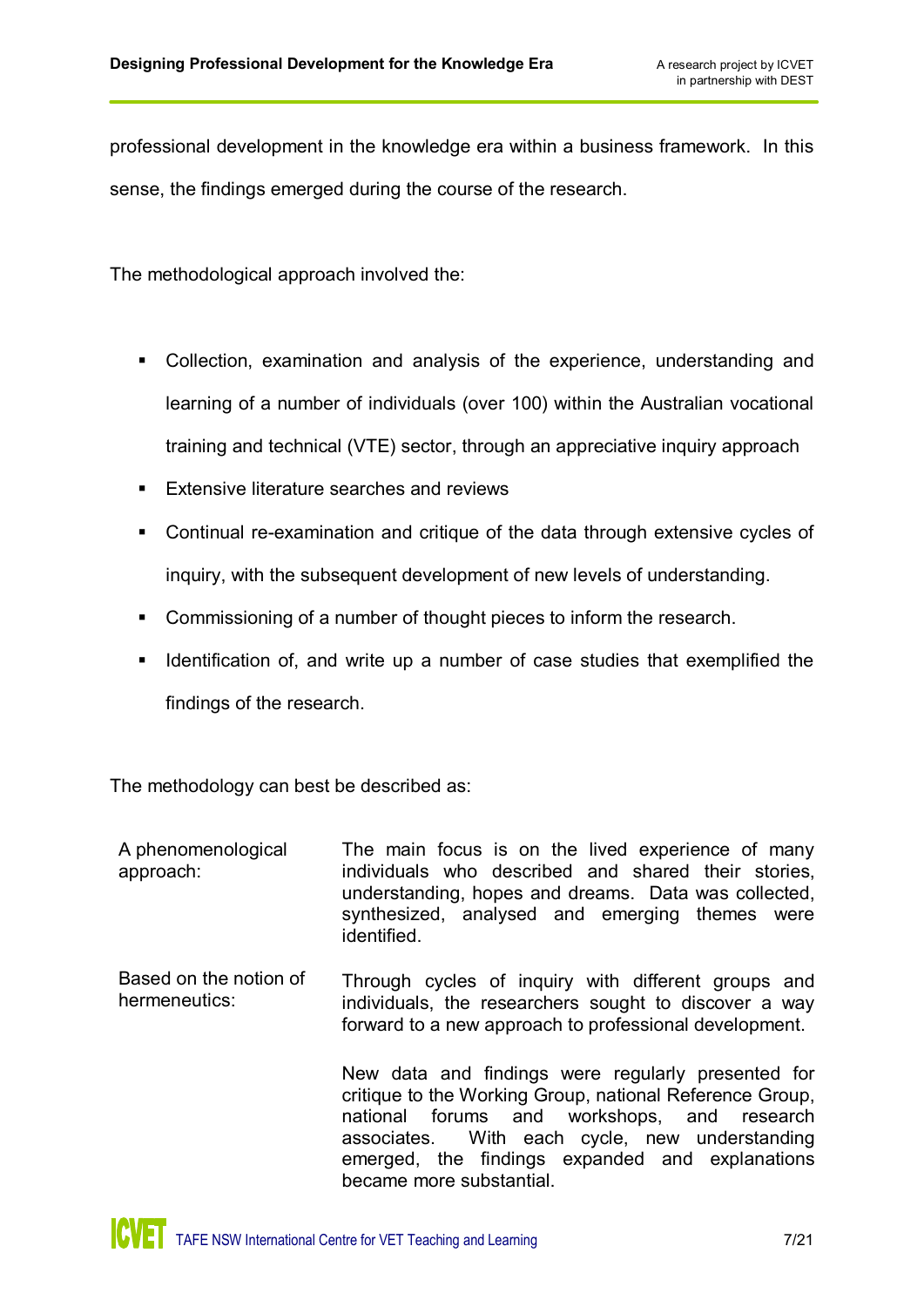professional development in the knowledge era within a business framework. In this sense, the findings emerged during the course of the research.

The methodological approach involved the:

- Collection, examination and analysis of the experience, understanding and learning of a number of individuals (over 100) within the Australian vocational training and technical (VTE) sector, through an appreciative inquiry approach
- Extensive literature searches and reviews
- Continual re-examination and critique of the data through extensive cycles of inquiry, with the subsequent development of new levels of understanding.
- Commissioning of a number of thought pieces to inform the research.
- Identification of, and write up a number of case studies that exemplified the findings of the research.

The methodology can best be described as:

| | |
|---|---|
| A phenomenological approach: | The main focus is on the lived experience of many individuals who described and shared their stories, understanding, hopes and dreams. Data was collected, synthesized, analysed and emerging themes were identified. |
| Based on the notion of hermeneutics: | Through cycles of inquiry with different groups and individuals, the researchers sought to discover a way forward to a new approach to professional development.<br><br>New data and findings were regularly presented for critique to the Working Group, national Reference Group, national forums and workshops, and research associates. With each cycle, new understanding emerged, the findings expanded and explanations became more substantial. |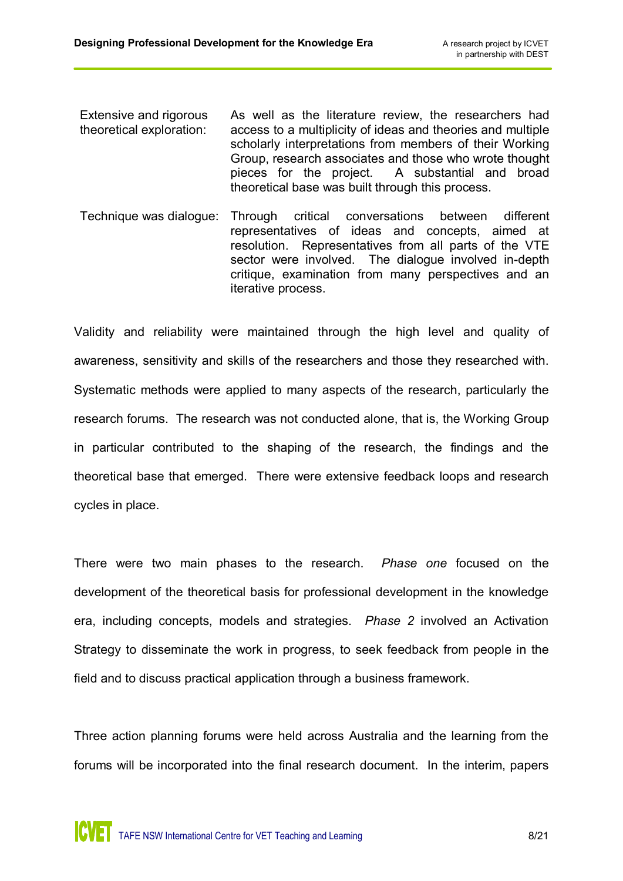| | |
|---|---|
| Extensive and rigorous theoretical exploration: | As well as the literature review, the researchers had access to a multiplicity of ideas and theories and multiple scholarly interpretations from members of their Working Group, research associates and those who wrote thought pieces for the project. A substantial and broad theoretical base was built through this process. |
| Technique was dialogue: | Through critical conversations between different representatives of ideas and concepts, aimed at resolution. Representatives from all parts of the VTE sector were involved. The dialogue involved in-depth critique, examination from many perspectives and an iterative process. |

Validity and reliability were maintained through the high level and quality of awareness, sensitivity and skills of the researchers and those they researched with. Systematic methods were applied to many aspects of the research, particularly the research forums. The research was not conducted alone, that is, the Working Group in particular contributed to the shaping of the research, the findings and the theoretical base that emerged. There were extensive feedback loops and research cycles in place.

There were two main phases to the research. *Phase one* focused on the development of the theoretical basis for professional development in the knowledge era, including concepts, models and strategies. *Phase 2* involved an Activation Strategy to disseminate the work in progress, to seek feedback from people in the field and to discuss practical application through a business framework.

Three action planning forums were held across Australia and the learning from the forums will be incorporated into the final research document. In the interim, papers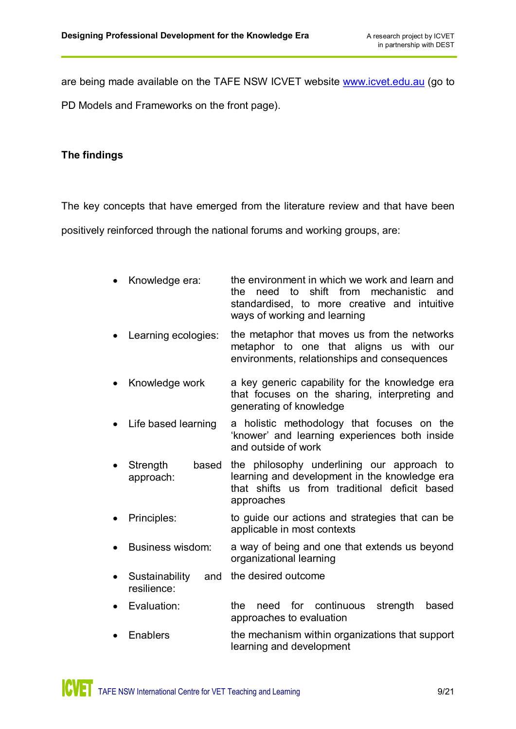are being made available on the TAFE NSW ICVET website [www.icvet.edu.au](http://www.icvet.edu.au) (go to PD Models and Frameworks on the front page).

**The findings**

The key concepts that have emerged from the literature review and that have been positively reinforced through the national forums and working groups, are:

- Knowledge era: the environment in which we work and learn and the need to shift from mechanistic and standardised, to more creative and intuitive ways of working and learning
- Learning ecologies: the metaphor that moves us from the networks metaphor to one that aligns us with our environments, relationships and consequences
- Knowledge work a key generic capability for the knowledge era that focuses on the sharing, interpreting and generating of knowledge
- Life based learning a holistic methodology that focuses on the 'knower' and learning experiences both inside and outside of work
- Strength based approach: the philosophy underlining our approach to learning and development in the knowledge era that shifts us from traditional deficit based approaches
- Principles: to guide our actions and strategies that can be applicable in most contexts
- Business wisdom: a way of being and one that extends us beyond organizational learning
- Sustainability and resilience: the desired outcome
- Evaluation: the need for continuous strength based approaches to evaluation
- Enablers the mechanism within organizations that support learning and development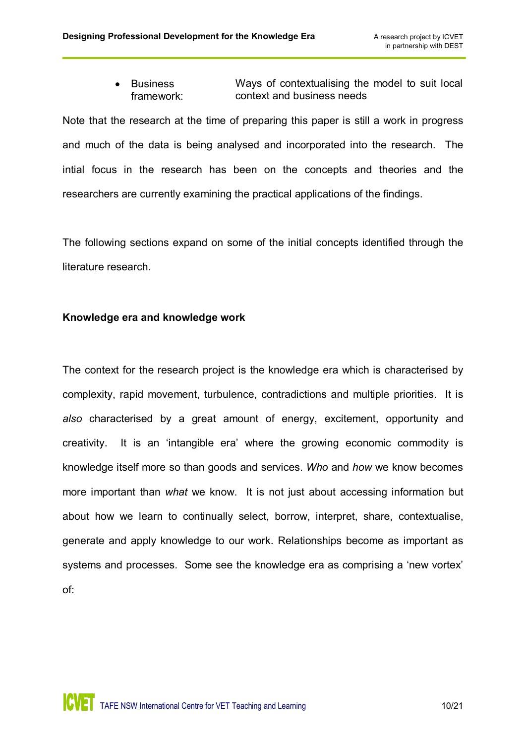- Business framework: Ways of contextualising the model to suit local context and business needs

Note that the research at the time of preparing this paper is still a work in progress and much of the data is being analysed and incorporated into the research. The intial focus in the research has been on the concepts and theories and the researchers are currently examining the practical applications of the findings.

The following sections expand on some of the initial concepts identified through the literature research.

**Knowledge era and knowledge work**

The context for the research project is the knowledge era which is characterised by complexity, rapid movement, turbulence, contradictions and multiple priorities. It is *also* characterised by a great amount of energy, excitement, opportunity and creativity. It is an 'intangible era' where the growing economic commodity is knowledge itself more so than goods and services. *Who* and *how* we know becomes more important than *what* we know. It is not just about accessing information but about how we learn to continually select, borrow, interpret, share, contextualise, generate and apply knowledge to our work. Relationships become as important as systems and processes. Some see the knowledge era as comprising a 'new vortex' of: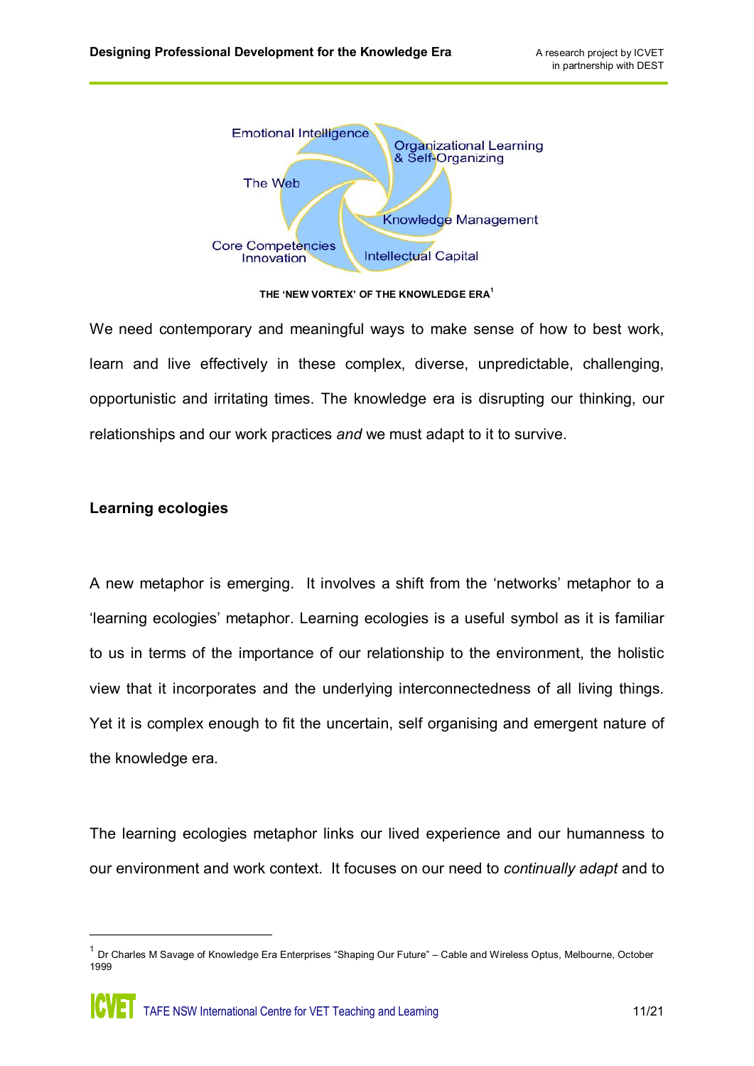Emotional Intelligence

Organizational Learning & Self-Organizing

The Web

Knowledge Management

Core Competencies Innovation

Intellectual Capital

THE 'NEW VORTEX' OF THE KNOWLEDGE ERA[1]

We need contemporary and meaningful ways to make sense of how to best work, learn and live effectively in these complex, diverse, unpredictable, challenging, opportunistic and irritating times. The knowledge era is disrupting our thinking, our relationships and our work practices *and* we must adapt to it to survive.

## Learning ecologies

A new metaphor is emerging. It involves a shift from the 'networks' metaphor to a 'learning ecologies' metaphor. Learning ecologies is a useful symbol as it is familiar to us in terms of the importance of our relationship to the environment, the holistic view that it incorporates and the underlying interconnectedness of all living things. Yet it is complex enough to fit the uncertain, self organising and emergent nature of the knowledge era.

The learning ecologies metaphor links our lived experience and our humanness to our environment and work context. It focuses on our need to *continually adapt* and to

[1] Dr Charles M Savage of Knowledge Era Enterprises "Shaping Our Future" – Cable and Wireless Optus, Melbourne, October 1999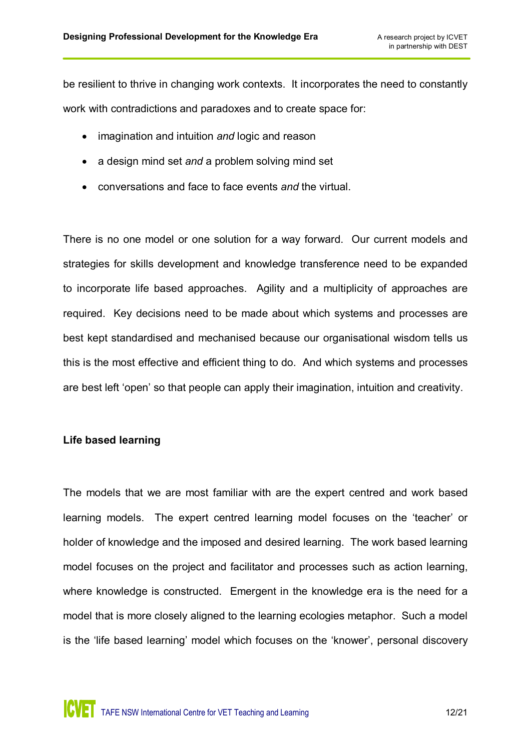be resilient to thrive in changing work contexts. It incorporates the need to constantly work with contradictions and paradoxes and to create space for:

- imagination and intuition *and* logic and reason
- a design mind set *and* a problem solving mind set
- conversations and face to face events *and* the virtual.

There is no one model or one solution for a way forward. Our current models and strategies for skills development and knowledge transference need to be expanded to incorporate life based approaches. Agility and a multiplicity of approaches are required. Key decisions need to be made about which systems and processes are best kept standardised and mechanised because our organisational wisdom tells us this is the most effective and efficient thing to do. And which systems and processes are best left 'open' so that people can apply their imagination, intuition and creativity.

**Life based learning**

The models that we are most familiar with are the expert centred and work based learning models. The expert centred learning model focuses on the 'teacher' or holder of knowledge and the imposed and desired learning. The work based learning model focuses on the project and facilitator and processes such as action learning, where knowledge is constructed. Emergent in the knowledge era is the need for a model that is more closely aligned to the learning ecologies metaphor. Such a model is the 'life based learning' model which focuses on the 'knower', personal discovery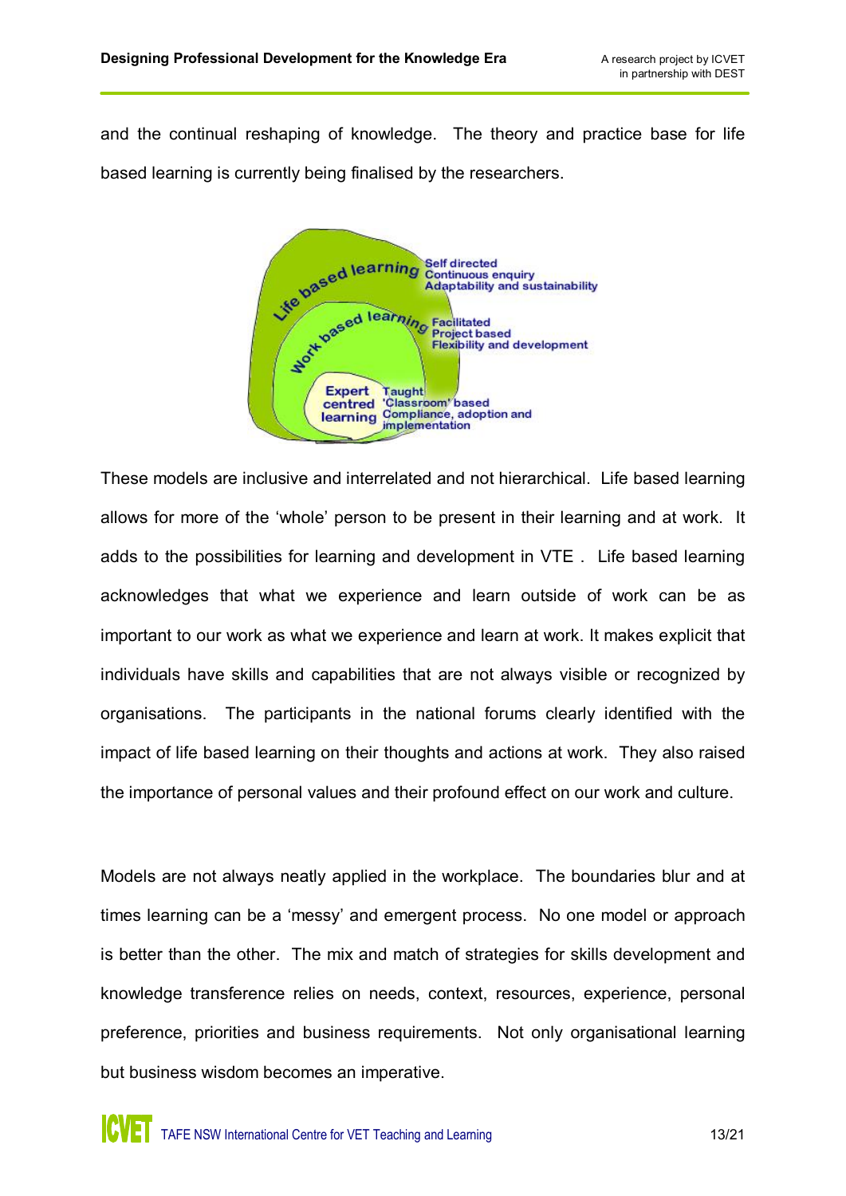and the continual reshaping of knowledge. The theory and practice base for life based learning is currently being finalised by the researchers.

These models are inclusive and interrelated and not hierarchical. Life based learning allows for more of the 'whole' person to be present in their learning and at work. It adds to the possibilities for learning and development in VTE . Life based learning acknowledges that what we experience and learn outside of work can be as important to our work as what we experience and learn at work. It makes explicit that individuals have skills and capabilities that are not always visible or recognized by organisations. The participants in the national forums clearly identified with the impact of life based learning on their thoughts and actions at work. They also raised the importance of personal values and their profound effect on our work and culture.

Models are not always neatly applied in the workplace. The boundaries blur and at times learning can be a 'messy' and emergent process. No one model or approach is better than the other. The mix and match of strategies for skills development and knowledge transference relies on needs, context, resources, experience, personal preference, priorities and business requirements. Not only organisational learning but business wisdom becomes an imperative.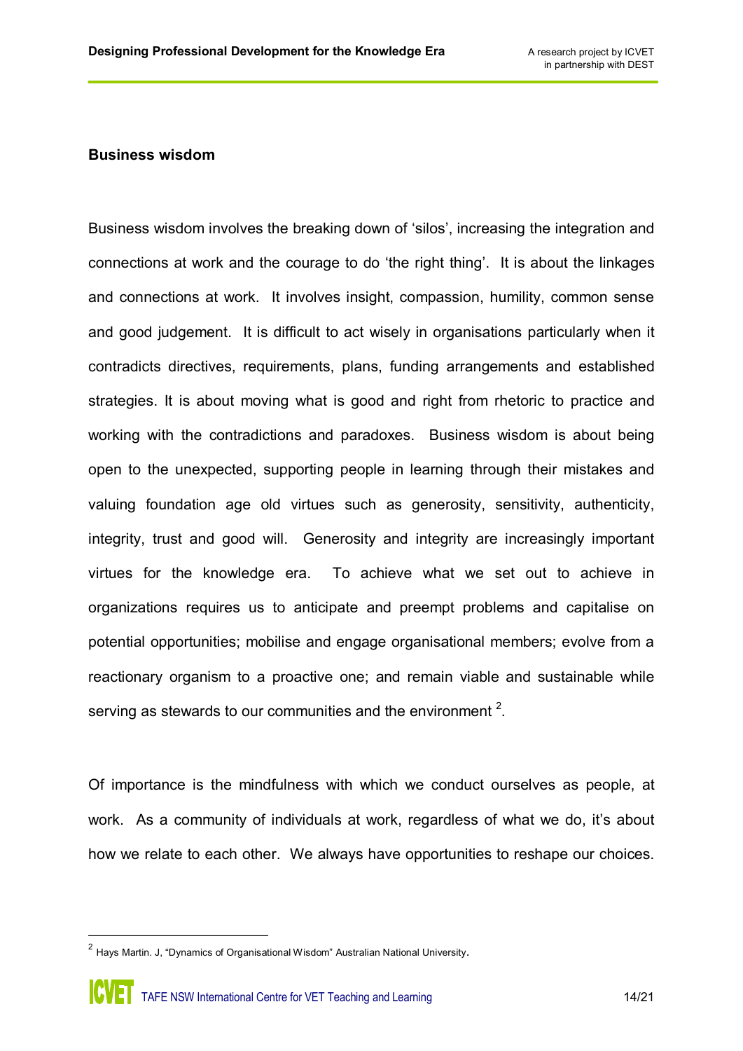## Business wisdom

Business wisdom involves the breaking down of 'silos', increasing the integration and connections at work and the courage to do 'the right thing'. It is about the linkages and connections at work. It involves insight, compassion, humility, common sense and good judgement. It is difficult to act wisely in organisations particularly when it contradicts directives, requirements, plans, funding arrangements and established strategies. It is about moving what is good and right from rhetoric to practice and working with the contradictions and paradoxes. Business wisdom is about being open to the unexpected, supporting people in learning through their mistakes and valuing foundation age old virtues such as generosity, sensitivity, authenticity, integrity, trust and good will. Generosity and integrity are increasingly important virtues for the knowledge era. To achieve what we set out to achieve in organizations requires us to anticipate and preempt problems and capitalise on potential opportunities; mobilise and engage organisational members; evolve from a reactionary organism to a proactive one; and remain viable and sustainable while serving as stewards to our communities and the environment [2].

Of importance is the mindfulness with which we conduct ourselves as people, at work. As a community of individuals at work, regardless of what we do, it's about how we relate to each other. We always have opportunities to reshape our choices.

---

[2] Hays Martin. J, "Dynamics of Organisational Wisdom" Australian National University.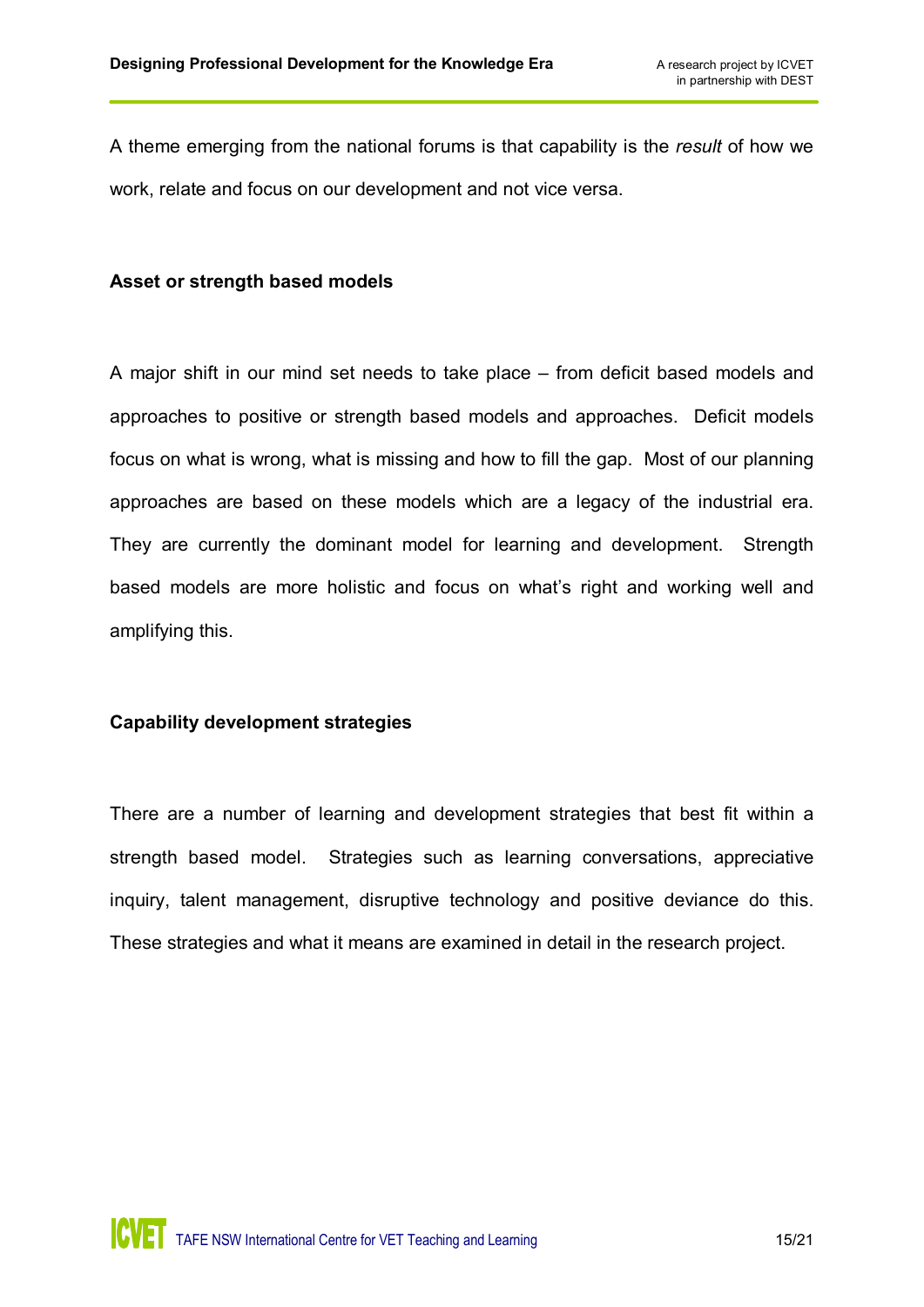A theme emerging from the national forums is that capability is the *result* of how we work, relate and focus on our development and not vice versa.

### Asset or strength based models

A major shift in our mind set needs to take place – from deficit based models and approaches to positive or strength based models and approaches. Deficit models focus on what is wrong, what is missing and how to fill the gap. Most of our planning approaches are based on these models which are a legacy of the industrial era. They are currently the dominant model for learning and development. Strength based models are more holistic and focus on what's right and working well and amplifying this.

### Capability development strategies

There are a number of learning and development strategies that best fit within a strength based model. Strategies such as learning conversations, appreciative inquiry, talent management, disruptive technology and positive deviance do this. These strategies and what it means are examined in detail in the research project.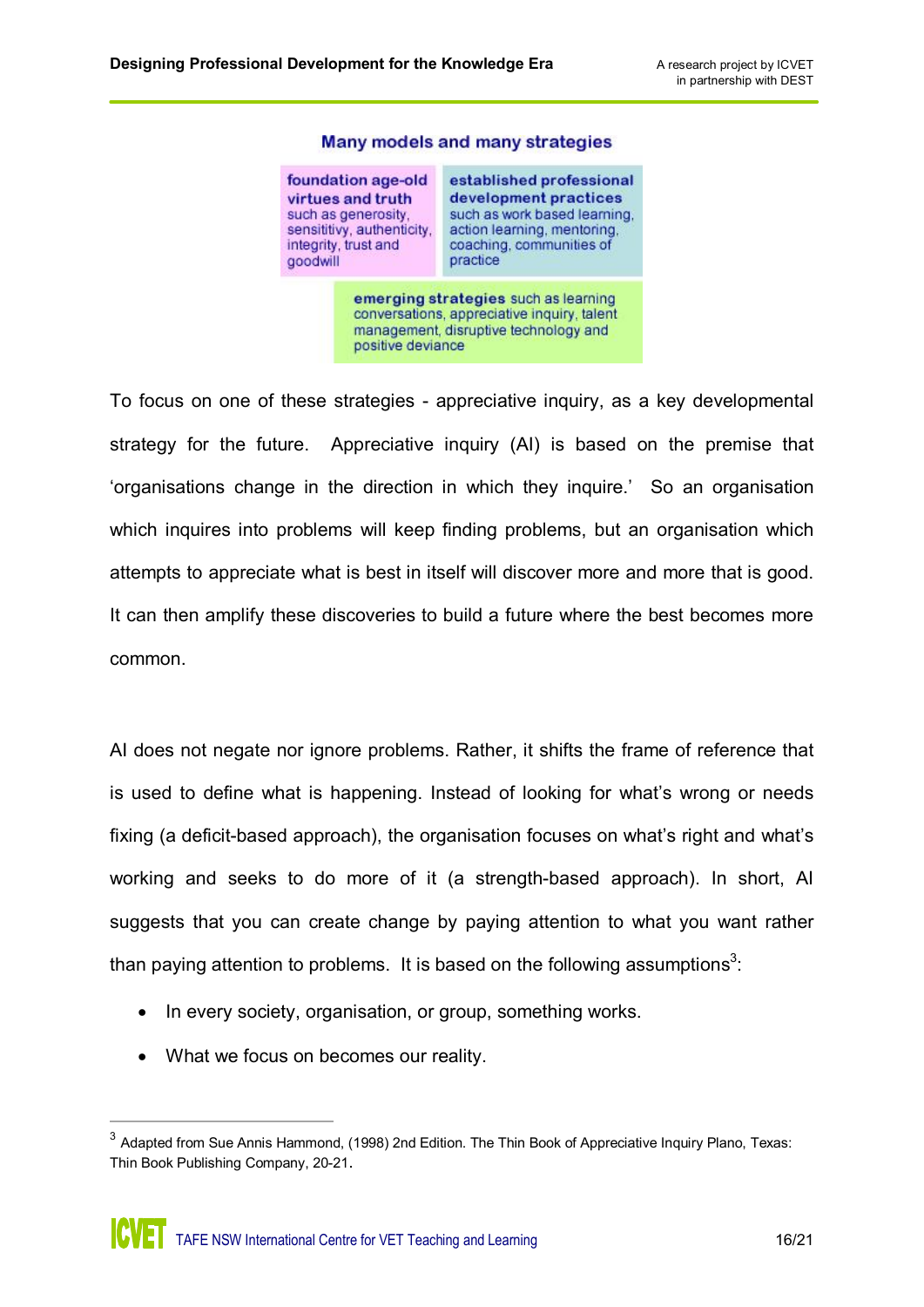**Many models and many strategies**

**foundation age-old virtues and truth** such as generosity, sensitivity, authenticity, integrity, trust and goodwill

**established professional development practices** such as work based learning, action learning, mentoring, coaching, communities of practice

**emerging strategies** such as learning conversations, appreciative inquiry, talent management, disruptive technology and positive deviance

To focus on one of these strategies - appreciative inquiry, as a key developmental strategy for the future. Appreciative inquiry (AI) is based on the premise that 'organisations change in the direction in which they inquire.' So an organisation which inquires into problems will keep finding problems, but an organisation which attempts to appreciate what is best in itself will discover more and more that is good. It can then amplify these discoveries to build a future where the best becomes more common.

AI does not negate nor ignore problems. Rather, it shifts the frame of reference that is used to define what is happening. Instead of looking for what's wrong or needs fixing (a deficit-based approach), the organisation focuses on what's right and what's working and seeks to do more of it (a strength-based approach). In short, AI suggests that you can create change by paying attention to what you want rather than paying attention to problems. It is based on the following assumptions[3]:

- In every society, organisation, or group, something works.
- What we focus on becomes our reality.

---

[3] Adapted from Sue Annis Hammond, (1998) 2nd Edition. The Thin Book of Appreciative Inquiry Plano, Texas: Thin Book Publishing Company, 20-21.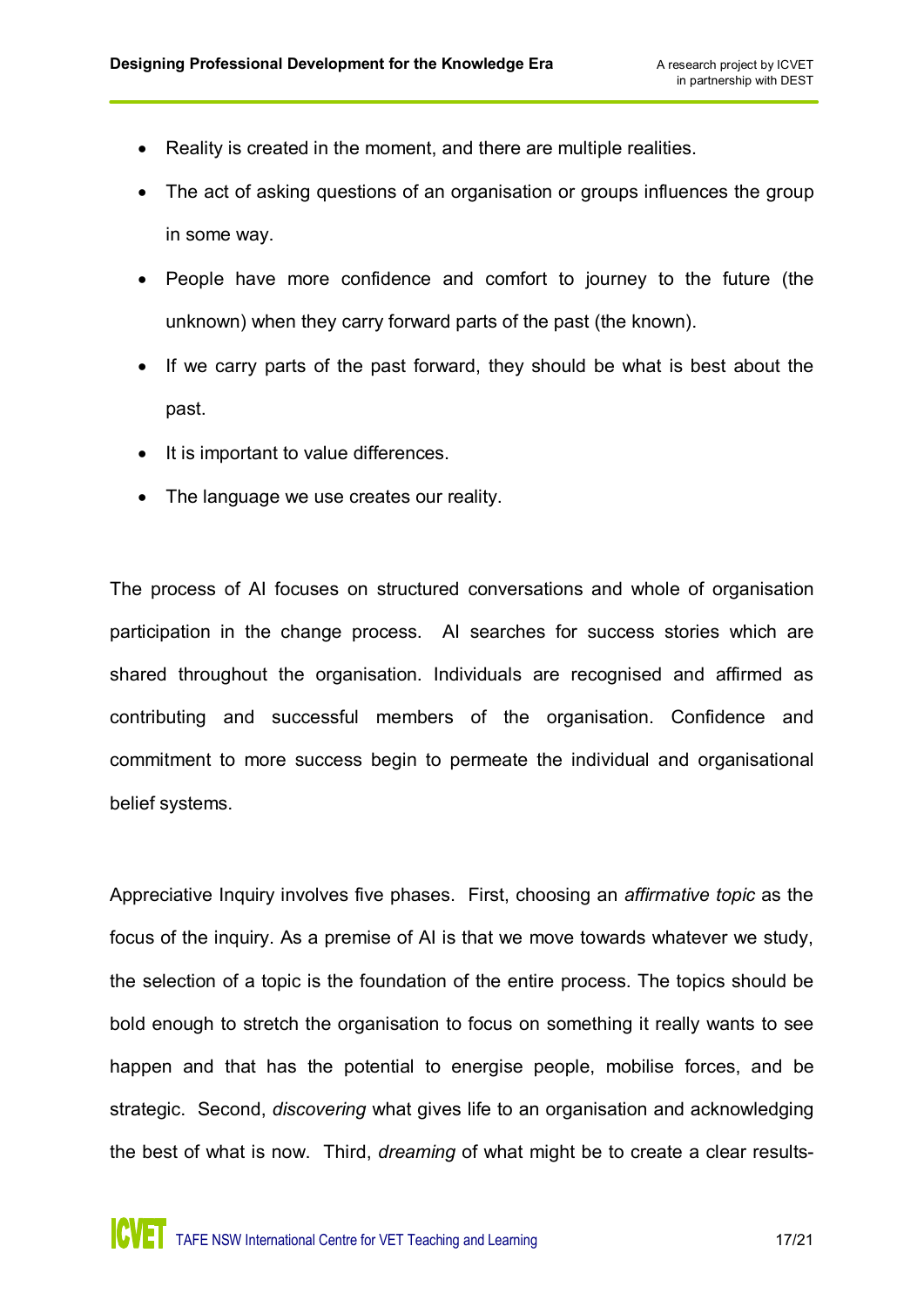- Reality is created in the moment, and there are multiple realities.
- The act of asking questions of an organisation or groups influences the group in some way.
- People have more confidence and comfort to journey to the future (the unknown) when they carry forward parts of the past (the known).
- If we carry parts of the past forward, they should be what is best about the past.
- It is important to value differences.
- The language we use creates our reality.

The process of AI focuses on structured conversations and whole of organisation participation in the change process. AI searches for success stories which are shared throughout the organisation. Individuals are recognised and affirmed as contributing and successful members of the organisation. Confidence and commitment to more success begin to permeate the individual and organisational belief systems.

Appreciative Inquiry involves five phases. First, choosing an *affirmative topic* as the focus of the inquiry. As a premise of AI is that we move towards whatever we study, the selection of a topic is the foundation of the entire process. The topics should be bold enough to stretch the organisation to focus on something it really wants to see happen and that has the potential to energise people, mobilise forces, and be strategic. Second, *discovering* what gives life to an organisation and acknowledging the best of what is now. Third, *dreaming* of what might be to create a clear results-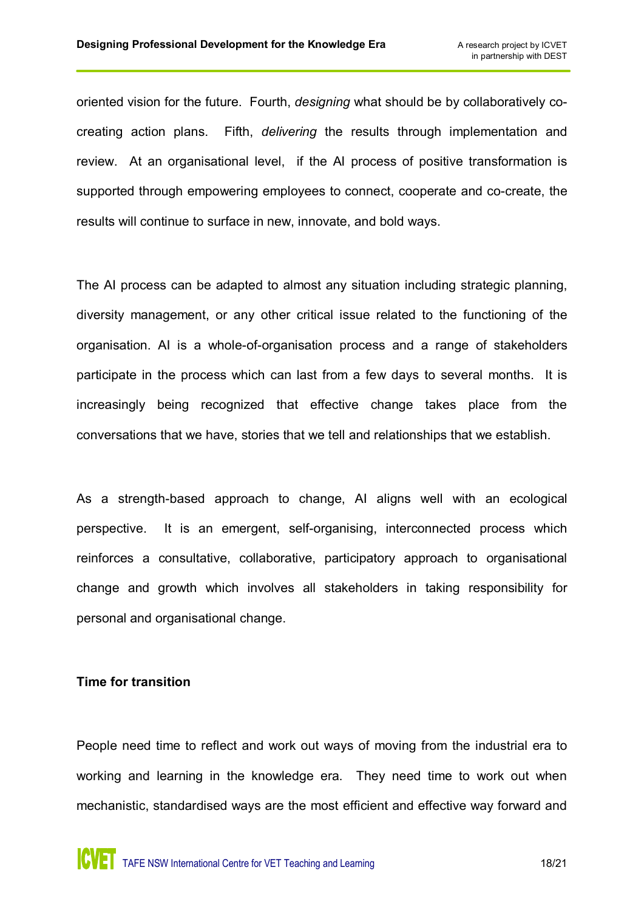oriented vision for the future. Fourth, *designing* what should be by collaboratively co-creating action plans. Fifth, *delivering* the results through implementation and review. At an organisational level, if the AI process of positive transformation is supported through empowering employees to connect, cooperate and co-create, the results will continue to surface in new, innovate, and bold ways.

The AI process can be adapted to almost any situation including strategic planning, diversity management, or any other critical issue related to the functioning of the organisation. AI is a whole-of-organisation process and a range of stakeholders participate in the process which can last from a few days to several months. It is increasingly being recognized that effective change takes place from the conversations that we have, stories that we tell and relationships that we establish.

As a strength-based approach to change, AI aligns well with an ecological perspective. It is an emergent, self-organising, interconnected process which reinforces a consultative, collaborative, participatory approach to organisational change and growth which involves all stakeholders in taking responsibility for personal and organisational change.

**Time for transition**

People need time to reflect and work out ways of moving from the industrial era to working and learning in the knowledge era. They need time to work out when mechanistic, standardised ways are the most efficient and effective way forward and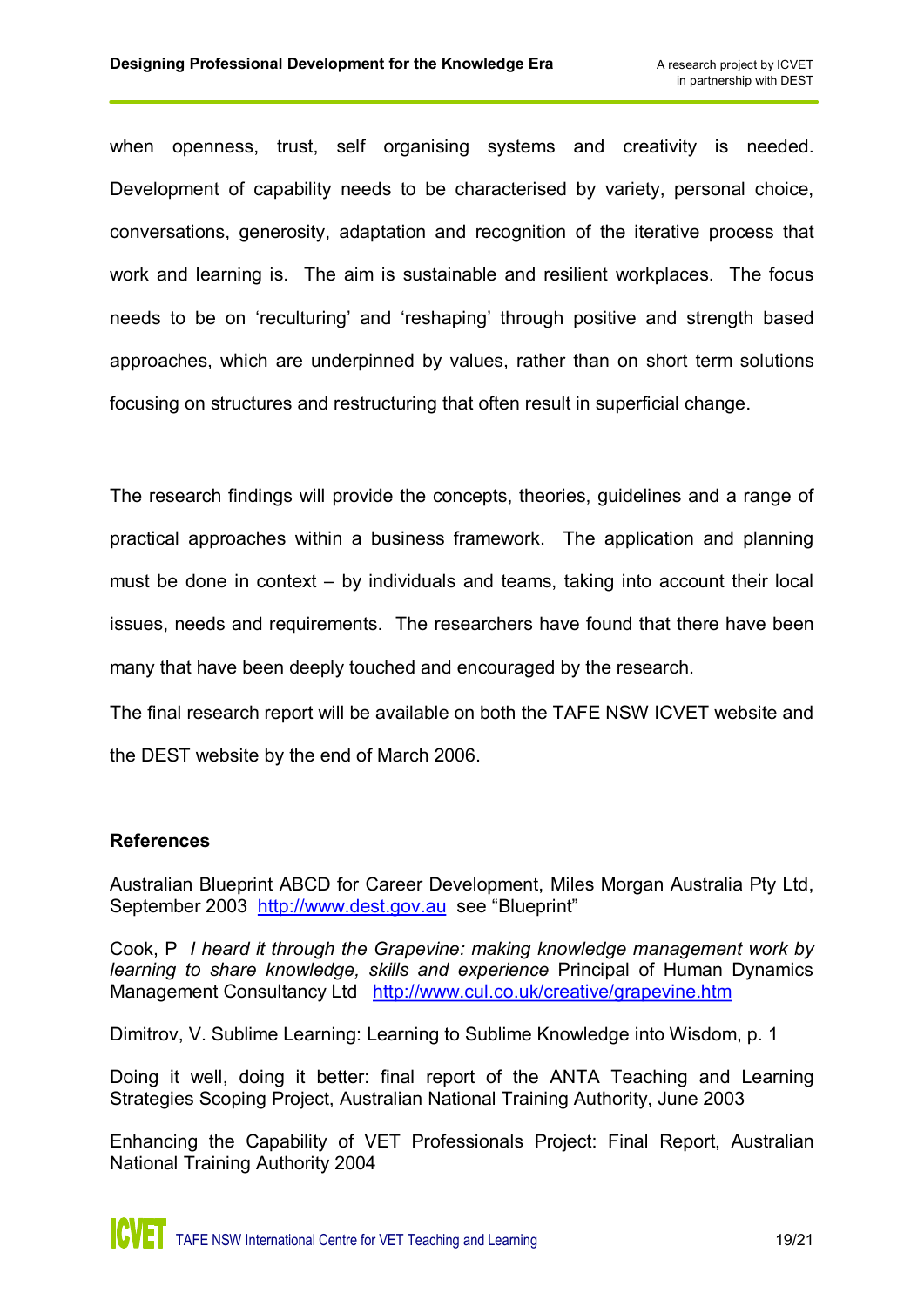when openness, trust, self organising systems and creativity is needed. Development of capability needs to be characterised by variety, personal choice, conversations, generosity, adaptation and recognition of the iterative process that work and learning is. The aim is sustainable and resilient workplaces. The focus needs to be on 'reculturing' and 'reshaping' through positive and strength based approaches, which are underpinned by values, rather than on short term solutions focusing on structures and restructuring that often result in superficial change.

The research findings will provide the concepts, theories, guidelines and a range of practical approaches within a business framework. The application and planning must be done in context – by individuals and teams, taking into account their local issues, needs and requirements. The researchers have found that there have been many that have been deeply touched and encouraged by the research.

The final research report will be available on both the TAFE NSW ICVET website and the DEST website by the end of March 2006.

**References**

Australian Blueprint ABCD for Career Development, Miles Morgan Australia Pty Ltd, September 2003 [http://www.dest.gov.au](http://www.dest.gov.au) see "Blueprint"

Cook, P *I heard it through the Grapevine: making knowledge management work by learning to share knowledge, skills and experience* Principal of Human Dynamics Management Consultancy Ltd [http://www.cul.co.uk/creative/grapevine.htm](http://www.cul.co.uk/creative/grapevine.htm)

Dimitrov, V. Sublime Learning: Learning to Sublime Knowledge into Wisdom, p. 1

Doing it well, doing it better: final report of the ANTA Teaching and Learning Strategies Scoping Project, Australian National Training Authority, June 2003

Enhancing the Capability of VET Professionals Project: Final Report, Australian National Training Authority 2004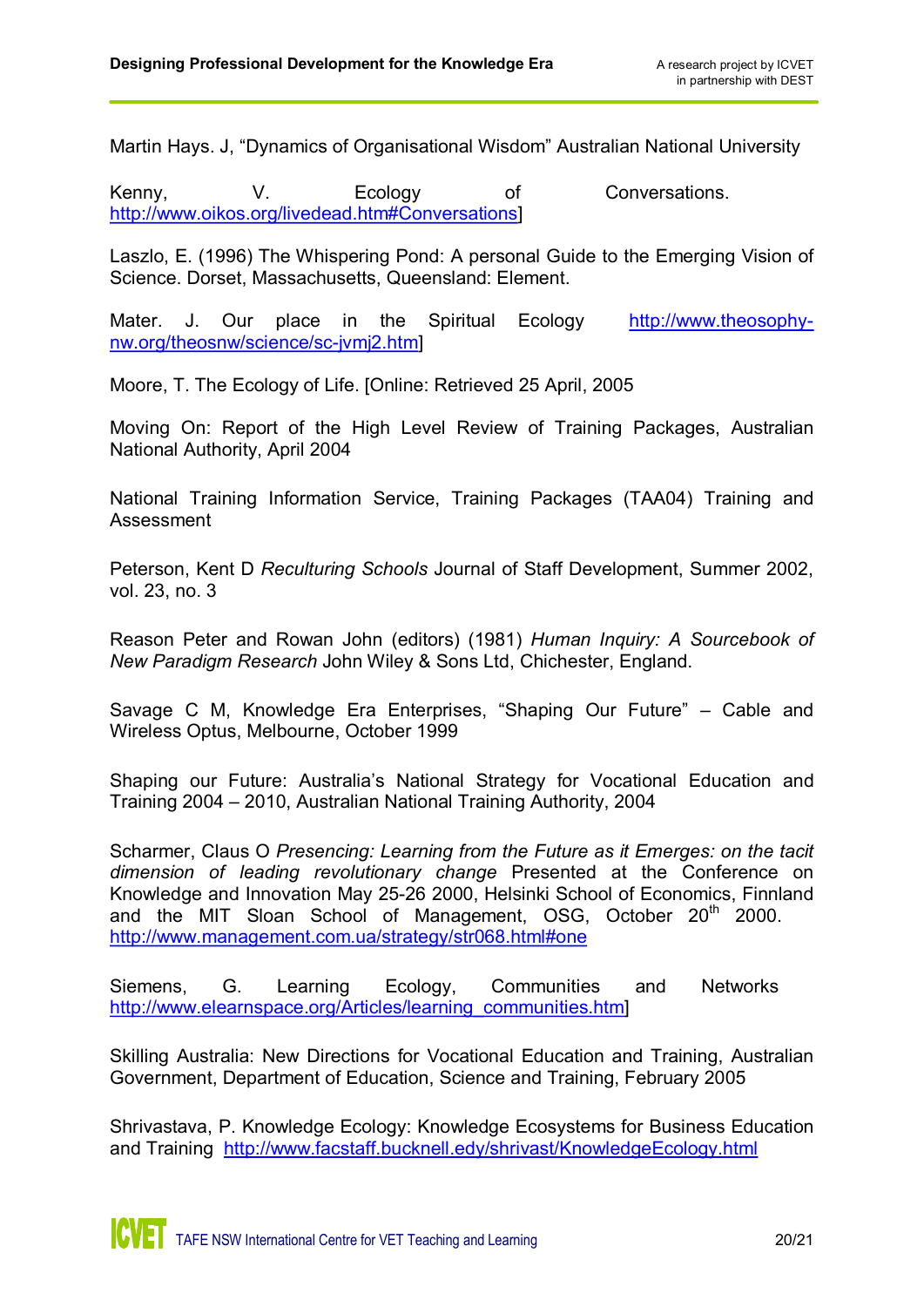Martin Hays. J, "Dynamics of Organisational Wisdom" Australian National University

Kenny, V. Ecology of Conversations. http://www.oikos.org/livedead.htm#Conversations]

Laszlo, E. (1996) The Whispering Pond: A personal Guide to the Emerging Vision of Science. Dorset, Massachusetts, Queensland: Element.

Mater. J. Our place in the Spiritual Ecology http://www.theosophy-nw.org/theosnw/science/sc-jvmj2.htm]

Moore, T. The Ecology of Life. [Online: Retrieved 25 April, 2005

Moving On: Report of the High Level Review of Training Packages, Australian National Authority, April 2004

National Training Information Service, Training Packages (TAA04) Training and Assessment

Peterson, Kent D *Reculturing Schools* Journal of Staff Development, Summer 2002, vol. 23, no. 3

Reason Peter and Rowan John (editors) (1981) *Human Inquiry: A Sourcebook of New Paradigm Research* John Wiley & Sons Ltd, Chichester, England.

Savage C M, Knowledge Era Enterprises, "Shaping Our Future" – Cable and Wireless Optus, Melbourne, October 1999

Shaping our Future: Australia's National Strategy for Vocational Education and Training 2004 – 2010, Australian National Training Authority, 2004

Scharmer, Claus O *Presencing: Learning from the Future as it Emerges: on the tacit dimension of leading revolutionary change* Presented at the Conference on Knowledge and Innovation May 25-26 2000, Helsinki School of Economics, Finnland and the MIT Sloan School of Management, OSG, October 20th 2000. http://www.management.com.ua/strategy/str068.html#one

Siemens, G. Learning Ecology, Communities and Networks http://www.elearnspace.org/Articles/learning_communities.htm]

Skilling Australia: New Directions for Vocational Education and Training, Australian Government, Department of Education, Science and Training, February 2005

Shrivastava, P. Knowledge Ecology: Knowledge Ecosystems for Business Education and Training http://www.facstaff.bucknell.edy/shrivast/KnowledgeEcology.html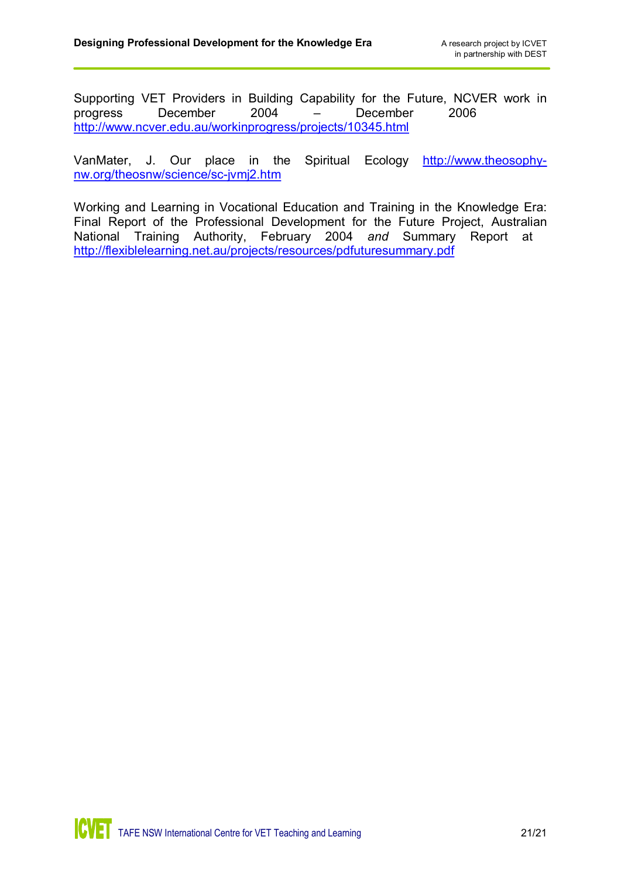Supporting VET Providers in Building Capability for the Future, NCVER work in progress December 2004 – December 2006 http://www.ncver.edu.au/workinprogress/projects/10345.html

VanMater, J. Our place in the Spiritual Ecology http://www.theosophy-nw.org/theosnw/science/sc-jvmj2.htm

Working and Learning in Vocational Education and Training in the Knowledge Era: Final Report of the Professional Development for the Future Project, Australian National Training Authority, February 2004 *and* Summary Report at http://flexiblelearning.net.au/projects/resources/pdfuturesummary.pdf